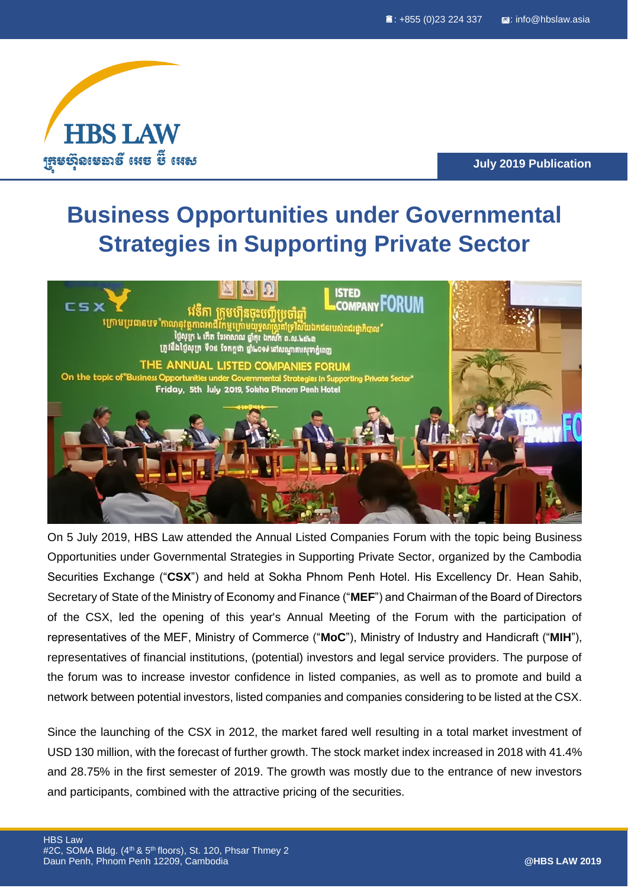July 2019 Publication

# Business Opportunities under Governmental Strategies in Supporting Private Sector

On 5 July 2019, HBS Law attended the Annual Listed Companies Forum with the topic being Business Opportunities under Governmental Strategies in Supporting Private Sector, organized by the Cambodia Securities Exchange ("**CSX**") and held at Sokha Phnom Penh Hotel. His Excellency Dr. Hean Sahib, Secretary of State of the Ministry of Economy and Finance ("**MEF**") and Chairman of the Board of Directors of the CSX, led the opening of this year's Annual Meeting of the Forum with the participation of representatives of the MEF, Ministry of Commerce ("**MoC**"), Ministry of Industry and Handicraft ("**MIH**"), representatives of financial institutions, (potential) investors and legal service providers. The purpose of the forum was to increase investor confidence in listed companies, as well as to promote and build a network between potential investors, listed companies and companies considering to be listed at the CSX.

Since the launching of the CSX in 2012, the market fared well resulting in a total market investment of USD 130 million, with the forecast of further growth. The stock market index increased in 2018 with 41.4% and 28.75% in the first semester of 2019. The growth was mostly due to the entrance of new investors and participants, combined with the attractive pricing of the securities.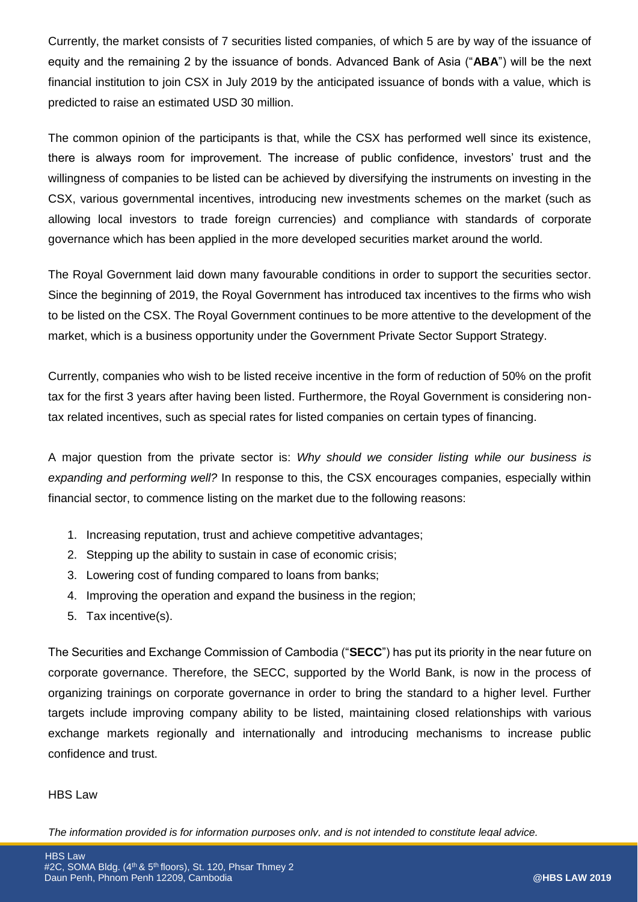Currently, the market consists of 7 securities listed companies, of which 5 are by way of the issuance of equity and the remaining 2 by the issuance of bonds. Advanced Bank of Asia ("**ABA**") will be the next financial institution to join CSX in July 2019 by the anticipated issuance of bonds with a value, which is predicted to raise an estimated USD 30 million.

The common opinion of the participants is that, while the CSX has performed well since its existence, there is always room for improvement. The increase of public confidence, investors' trust and the willingness of companies to be listed can be achieved by diversifying the instruments on investing in the CSX, various governmental incentives, introducing new investments schemes on the market (such as allowing local investors to trade foreign currencies) and compliance with standards of corporate governance which has been applied in the more developed securities market around the world.

The Royal Government laid down many favourable conditions in order to support the securities sector. Since the beginning of 2019, the Royal Government has introduced tax incentives to the firms who wish to be listed on the CSX. The Royal Government continues to be more attentive to the development of the market, which is a business opportunity under the Government Private Sector Support Strategy.

Currently, companies who wish to be listed receive incentive in the form of reduction of 50% on the profit tax for the first 3 years after having been listed. Furthermore, the Royal Government is considering non-tax related incentives, such as special rates for listed companies on certain types of financing.

A major question from the private sector is: *Why should we consider listing while our business is expanding and performing well?* In response to this, the CSX encourages companies, especially within financial sector, to commence listing on the market due to the following reasons:

1. Increasing reputation, trust and achieve competitive advantages;
2. Stepping up the ability to sustain in case of economic crisis;
3. Lowering cost of funding compared to loans from banks;
4. Improving the operation and expand the business in the region;
5. Tax incentive(s).

The Securities and Exchange Commission of Cambodia ("**SECC**") has put its priority in the near future on corporate governance. Therefore, the SECC, supported by the World Bank, is now in the process of organizing trainings on corporate governance in order to bring the standard to a higher level. Further targets include improving company ability to be listed, maintaining closed relationships with various exchange markets regionally and internationally and introducing mechanisms to increase public confidence and trust.

HBS Law

*The information provided is for information purposes only, and is not intended to constitute legal advice.*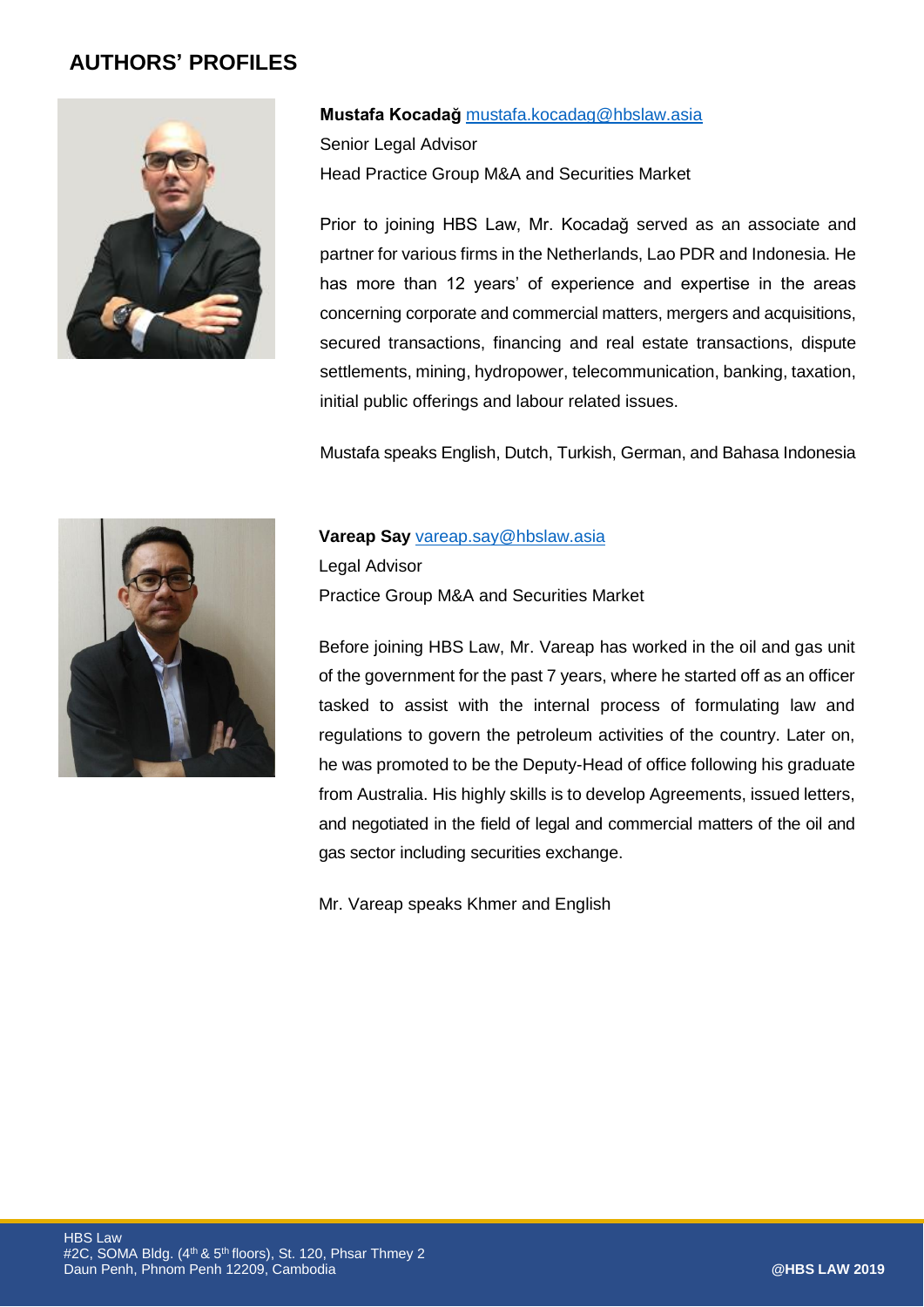## AUTHORS' PROFILES

**Mustafa Kocadağ** mustafa.kocadag@hbslaw.asia
Senior Legal Advisor
Head Practice Group M&A and Securities Market

Prior to joining HBS Law, Mr. Kocadağ served as an associate and partner for various firms in the Netherlands, Lao PDR and Indonesia. He has more than 12 years' of experience and expertise in the areas concerning corporate and commercial matters, mergers and acquisitions, secured transactions, financing and real estate transactions, dispute settlements, mining, hydropower, telecommunication, banking, taxation, initial public offerings and labour related issues.

Mustafa speaks English, Dutch, Turkish, German, and Bahasa Indonesia

**Vareap Say** vareap.say@hbslaw.asia
Legal Advisor
Practice Group M&A and Securities Market

Before joining HBS Law, Mr. Vareap has worked in the oil and gas unit of the government for the past 7 years, where he started off as an officer tasked to assist with the internal process of formulating law and regulations to govern the petroleum activities of the country. Later on, he was promoted to be the Deputy-Head of office following his graduate from Australia. His highly skills is to develop Agreements, issued letters, and negotiated in the field of legal and commercial matters of the oil and gas sector including securities exchange.

Mr. Vareap speaks Khmer and English

HBS Law
#2C, SOMA Bldg. (4th & 5th floors), St. 120, Phsar Thmey 2
Daun Penh, Phnom Penh 12209, Cambodia

@HBS LAW 2019